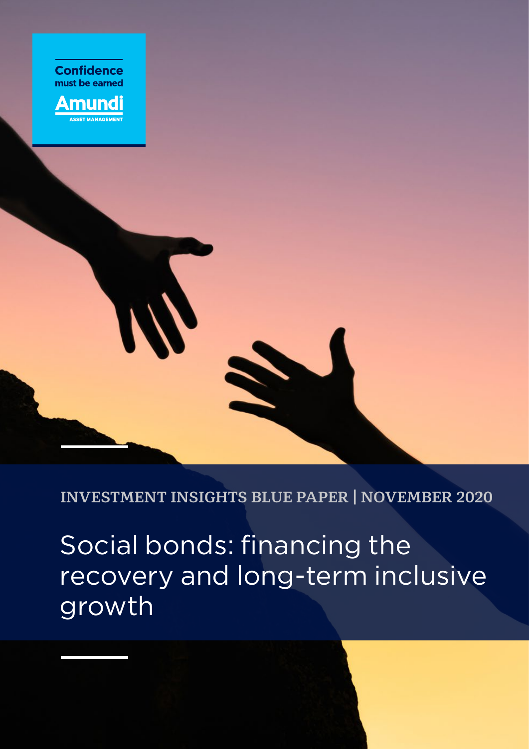Confidence must be earned

Amundi
ASSET MANAGEMENT

INVESTMENT INSIGHTS BLUE PAPER | NOVEMBER 2020

# Social bonds: financing the recovery and long-term inclusive growth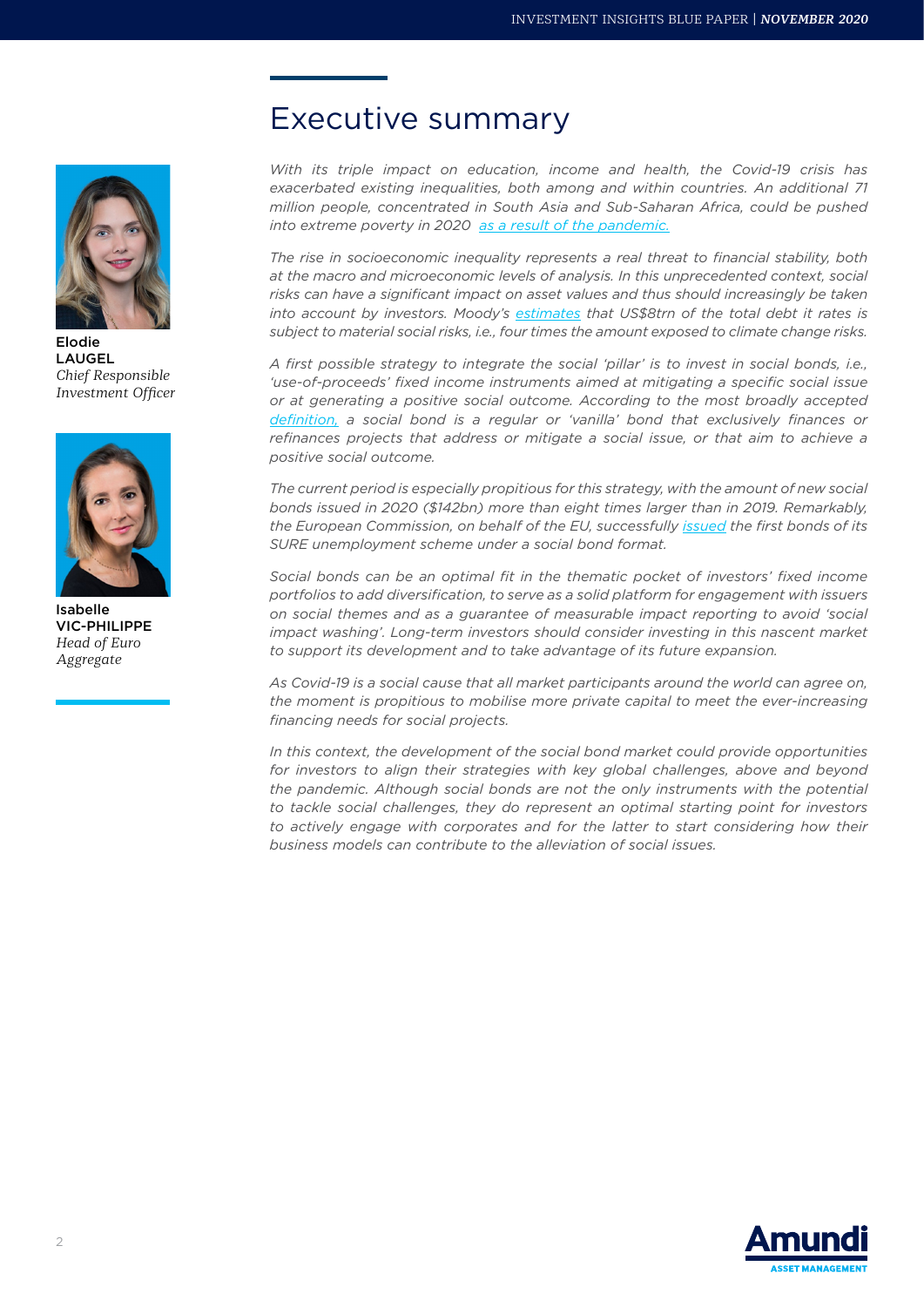Elodie LAUGEL
*Chief Responsible Investment Officer*

Isabelle VIC-PHILIPPE
*Head of Euro Aggregate*

# Executive summary

*With its triple impact on education, income and health, the Covid-19 crisis has exacerbated existing inequalities, both among and within countries. An additional 71 million people, concentrated in South Asia and Sub-Saharan Africa, could be pushed into extreme poverty in 2020 as a result of the pandemic.*

*The rise in socioeconomic inequality represents a real threat to financial stability, both at the macro and microeconomic levels of analysis. In this unprecedented context, social risks can have a significant impact on asset values and thus should increasingly be taken into account by investors. Moody's estimates that US$8trn of the total debt it rates is subject to material social risks, i.e., four times the amount exposed to climate change risks.*

*A first possible strategy to integrate the social 'pillar' is to invest in social bonds, i.e., 'use-of-proceeds' fixed income instruments aimed at mitigating a specific social issue or at generating a positive social outcome. According to the most broadly accepted definition, a social bond is a regular or 'vanilla' bond that exclusively finances or refinances projects that address or mitigate a social issue, or that aim to achieve a positive social outcome.*

*The current period is especially propitious for this strategy, with the amount of new social bonds issued in 2020 ($142bn) more than eight times larger than in 2019. Remarkably, the European Commission, on behalf of the EU, successfully issued the first bonds of its SURE unemployment scheme under a social bond format.*

*Social bonds can be an optimal fit in the thematic pocket of investors' fixed income portfolios to add diversification, to serve as a solid platform for engagement with issuers on social themes and as a guarantee of measurable impact reporting to avoid 'social impact washing'. Long-term investors should consider investing in this nascent market to support its development and to take advantage of its future expansion.*

*As Covid-19 is a social cause that all market participants around the world can agree on, the moment is propitious to mobilise more private capital to meet the ever-increasing financing needs for social projects.*

*In this context, the development of the social bond market could provide opportunities for investors to align their strategies with key global challenges, above and beyond the pandemic. Although social bonds are not the only instruments with the potential to tackle social challenges, they do represent an optimal starting point for investors to actively engage with corporates and for the latter to start considering how their business models can contribute to the alleviation of social issues.*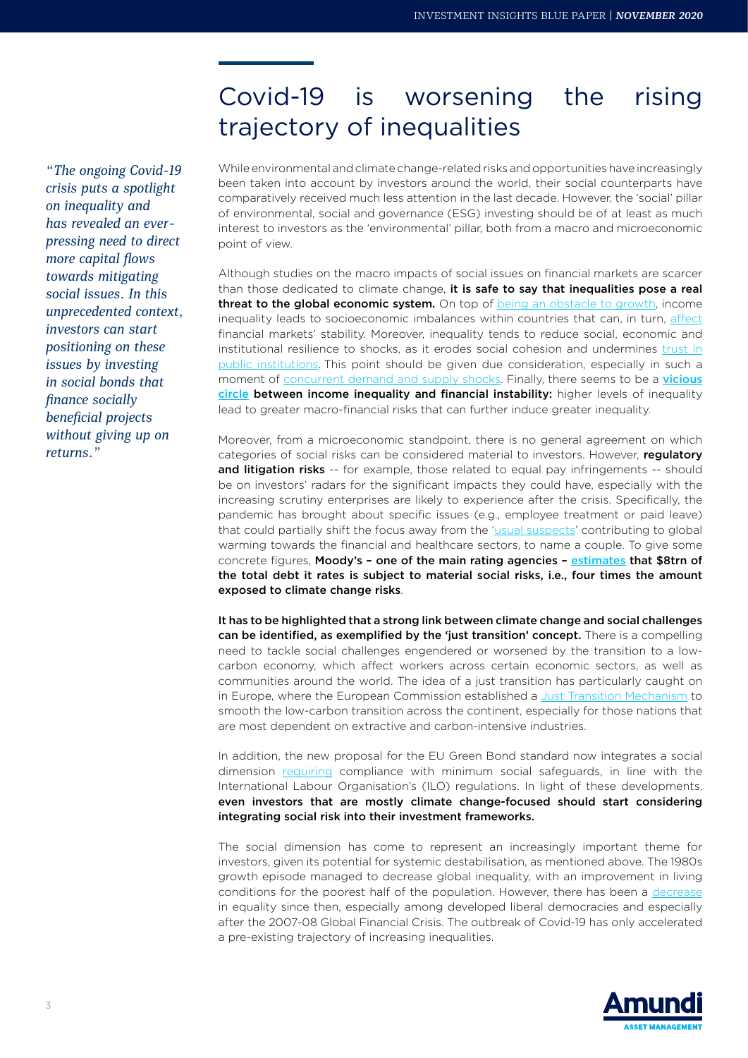# Covid-19 is worsening the rising trajectory of inequalities

*"The ongoing Covid-19 crisis puts a spotlight on inequality and has revealed an ever-pressing need to direct more capital flows towards mitigating social issues. In this unprecedented context, investors can start positioning on these issues by investing in social bonds that finance socially beneficial projects without giving up on returns."*

While environmental and climate change-related risks and opportunities have increasingly been taken into account by investors around the world, their social counterparts have comparatively received much less attention in the last decade. However, the 'social' pillar of environmental, social and governance (ESG) investing should be of at least as much interest to investors as the 'environmental' pillar, both from a macro and microeconomic point of view.

Although studies on the macro impacts of social issues on financial markets are scarcer than those dedicated to climate change, **it is safe to say that inequalities pose a real threat to the global economic system.** On top of being an obstacle to growth, income inequality leads to socioeconomic imbalances within countries that can, in turn, affect financial markets' stability. Moreover, inequality tends to reduce social, economic and institutional resilience to shocks, as it erodes social cohesion and undermines trust in public institutions. This point should be given due consideration, especially in such a moment of concurrent demand and supply shocks. Finally, there seems to be a **vicious circle between income inequality and financial instability:** higher levels of inequality lead to greater macro-financial risks that can further induce greater inequality.

Moreover, from a microeconomic standpoint, there is no general agreement on which categories of social risks can be considered material to investors. However, **regulatory and litigation risks** -- for example, those related to equal pay infringements -- should be on investors' radars for the significant impacts they could have, especially with the increasing scrutiny enterprises are likely to experience after the crisis. Specifically, the pandemic has brought about specific issues (e.g., employee treatment or paid leave) that could partially shift the focus away from the 'usual suspects' contributing to global warming towards the financial and healthcare sectors, to name a couple. To give some concrete figures, **Moody's – one of the main rating agencies – estimates that $8trn of the total debt it rates is subject to material social risks, i.e., four times the amount exposed to climate change risks**.

**It has to be highlighted that a strong link between climate change and social challenges can be identified, as exemplified by the 'just transition' concept.** There is a compelling need to tackle social challenges engendered or worsened by the transition to a low-carbon economy, which affect workers across certain economic sectors, as well as communities around the world. The idea of a just transition has particularly caught on in Europe, where the European Commission established a Just Transition Mechanism to smooth the low-carbon transition across the continent, especially for those nations that are most dependent on extractive and carbon-intensive industries.

In addition, the new proposal for the EU Green Bond standard now integrates a social dimension requiring compliance with minimum social safeguards, in line with the International Labour Organisation's (ILO) regulations. In light of these developments, **even investors that are mostly climate change-focused should start considering integrating social risk into their investment frameworks.**

The social dimension has come to represent an increasingly important theme for investors, given its potential for systemic destabilisation, as mentioned above. The 1980s growth episode managed to decrease global inequality, with an improvement in living conditions for the poorest half of the population. However, there has been a decrease in equality since then, especially among developed liberal democracies and especially after the 2007-08 Global Financial Crisis. The outbreak of Covid-19 has only accelerated a pre-existing trajectory of increasing inequalities.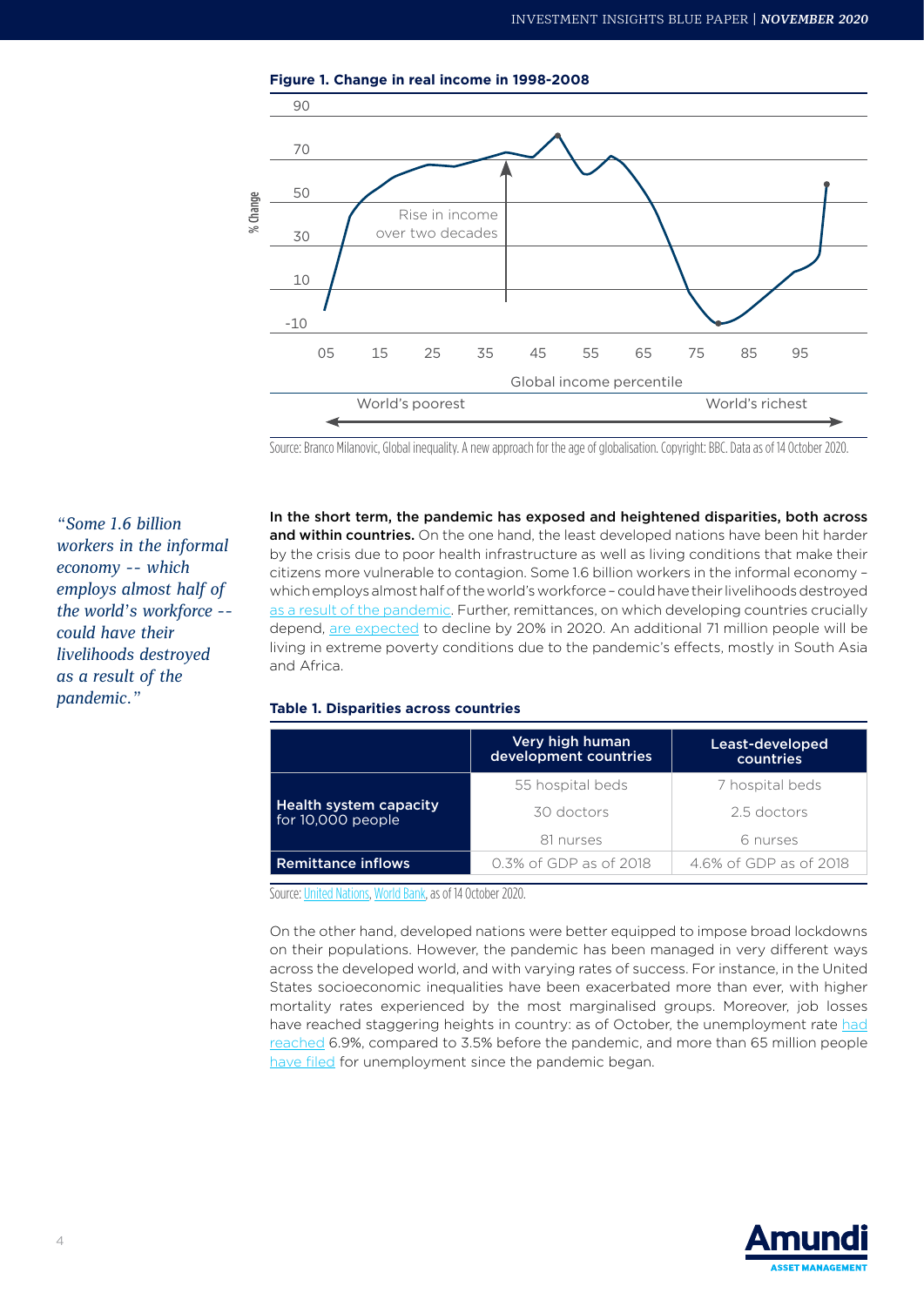**Figure 1. Change in real income in 1998-2008**

Source: Branco Milanovic, Global inequality. A new approach for the age of globalisation. Copyright: BBC. Data as of 14 October 2020.

*"Some 1.6 billion workers in the informal economy -- which employs almost half of the world's workforce -- could have their livelihoods destroyed as a result of the pandemic."*

**In the short term, the pandemic has exposed and heightened disparities, both across and within countries.** On the one hand, the least developed nations have been hit harder by the crisis due to poor health infrastructure as well as living conditions that make their citizens more vulnerable to contagion. Some 1.6 billion workers in the informal economy – which employs almost half of the world's workforce – could have their livelihoods destroyed as a result of the pandemic. Further, remittances, on which developing countries crucially depend, are expected to decline by 20% in 2020. An additional 71 million people will be living in extreme poverty conditions due to the pandemic's effects, mostly in South Asia and Africa.

**Table 1. Disparities across countries**

| | Very high human development countries | Least-developed countries |
|---|---|---|
| **Health system capacity** for 10,000 people | 55 hospital beds | 7 hospital beds |
| | 30 doctors | 2.5 doctors |
| | 81 nurses | 6 nurses |
| **Remittance inflows** | 0.3% of GDP as of 2018 | 4.6% of GDP as of 2018 |

Source: United Nations, World Bank, as of 14 October 2020.

On the other hand, developed nations were better equipped to impose broad lockdowns on their populations. However, the pandemic has been managed in very different ways across the developed world, and with varying rates of success. For instance, in the United States socioeconomic inequalities have been exacerbated more than ever, with higher mortality rates experienced by the most marginalised groups. Moreover, job losses have reached staggering heights in country: as of October, the unemployment rate had reached 6.9%, compared to 3.5% before the pandemic, and more than 65 million people have filed for unemployment since the pandemic began.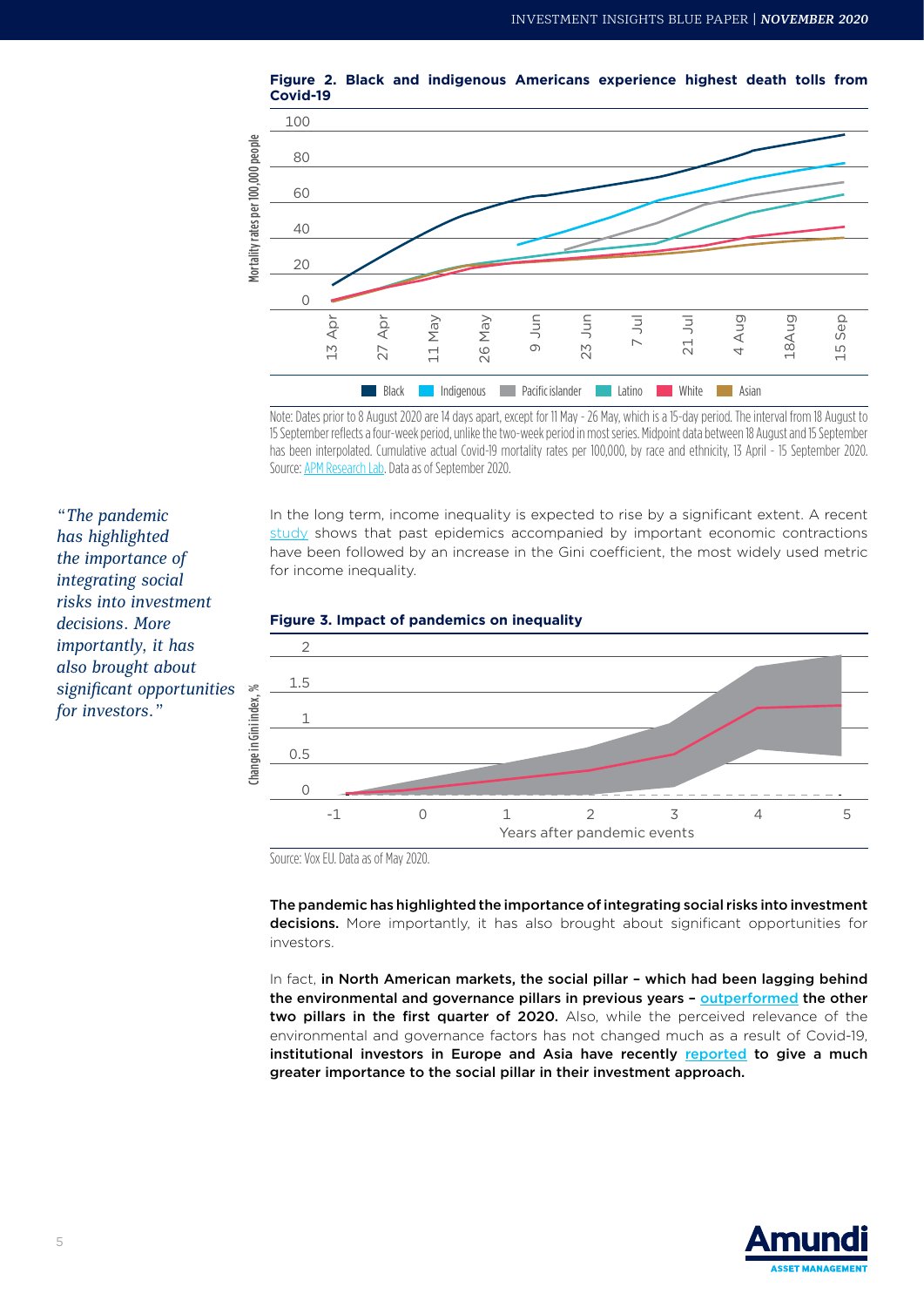**Figure 2. Black and indigenous Americans experience highest death tolls from Covid-19**

Note: Dates prior to 8 August 2020 are 14 days apart, except for 11 May - 26 May, which is a 15-day period. The interval from 18 August to 15 September reflects a four-week period, unlike the two-week period in most series. Midpoint data between 18 August and 15 September has been interpolated. Cumulative actual Covid-19 mortality rates per 100,000, by race and ethnicity, 13 April - 15 September 2020. Source: APM Research Lab. Data as of September 2020.

*"The pandemic has highlighted the importance of integrating social risks into investment decisions. More importantly, it has also brought about significant opportunities for investors."*

In the long term, income inequality is expected to rise by a significant extent. A recent study shows that past epidemics accompanied by important economic contractions have been followed by an increase in the Gini coefficient, the most widely used metric for income inequality.

**Figure 3. Impact of pandemics on inequality**

Source: Vox EU. Data as of May 2020.

**The pandemic has highlighted the importance of integrating social risks into investment decisions.** More importantly, it has also brought about significant opportunities for investors.

In fact, **in North American markets, the social pillar – which had been lagging behind the environmental and governance pillars in previous years – outperformed the other two pillars in the first quarter of 2020.** Also, while the perceived relevance of the environmental and governance factors has not changed much as a result of Covid-19, **institutional investors in Europe and Asia have recently reported to give a much greater importance to the social pillar in their investment approach.**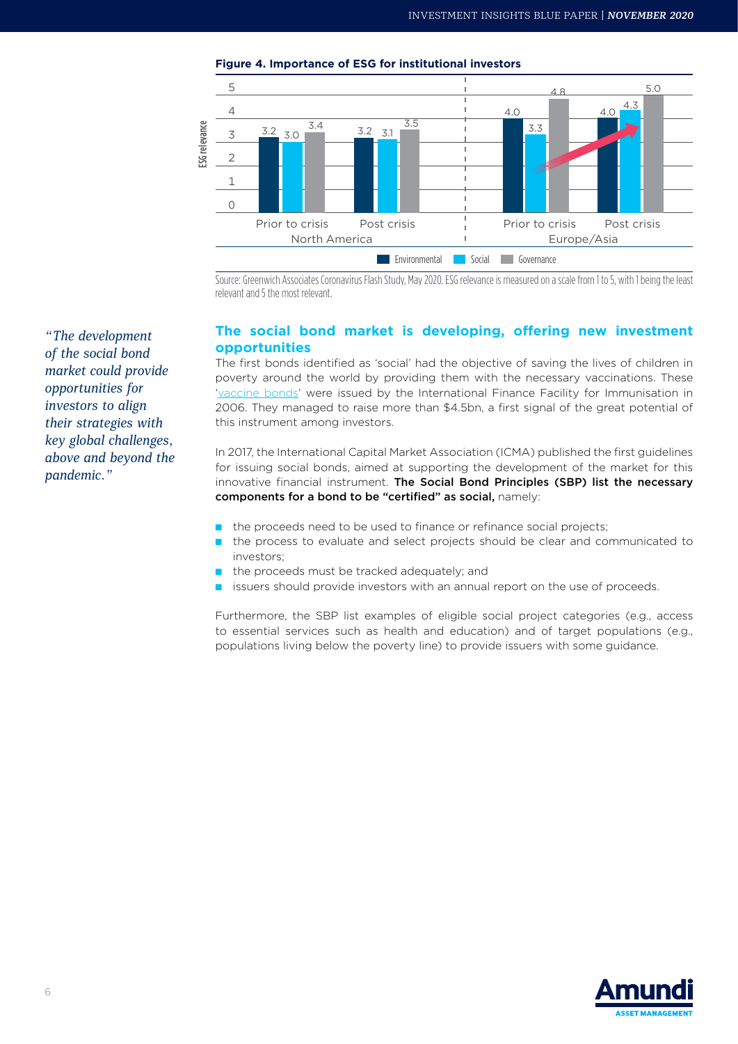**Figure 4. Importance of ESG for institutional investors**

| Region | Period | Environmental | Social | Governance |
|---|---|---|---|---|
| North America | Prior to crisis | 3.2 | 3.0 | 3.4 |
| North America | Post crisis | 3.2 | 3.1 | 3.5 |
| Europe/Asia | Prior to crisis | 4.0 | 3.3 | 4.8 |
| Europe/Asia | Post crisis | 4.0 | 4.3 | 5.0 |

Source: Greenwich Associates Coronavirus Flash Study, May 2020. ESG relevance is measured on a scale from 1 to 5, with 1 being the least relevant and 5 the most relevant.

*"The development of the social bond market could provide opportunities for investors to align their strategies with key global challenges, above and beyond the pandemic."*

## The social bond market is developing, offering new investment opportunities

The first bonds identified as 'social' had the objective of saving the lives of children in poverty around the world by providing them with the necessary vaccinations. These 'vaccine bonds' were issued by the International Finance Facility for Immunisation in 2006. They managed to raise more than $4.5bn, a first signal of the great potential of this instrument among investors.

In 2017, the International Capital Market Association (ICMA) published the first guidelines for issuing social bonds, aimed at supporting the development of the market for this innovative financial instrument. **The Social Bond Principles (SBP) list the necessary components for a bond to be "certified" as social,** namely:

- the proceeds need to be used to finance or refinance social projects;
- the process to evaluate and select projects should be clear and communicated to investors;
- the proceeds must be tracked adequately; and
- issuers should provide investors with an annual report on the use of proceeds.

Furthermore, the SBP list examples of eligible social project categories (e.g., access to essential services such as health and education) and of target populations (e.g., populations living below the poverty line) to provide issuers with some guidance.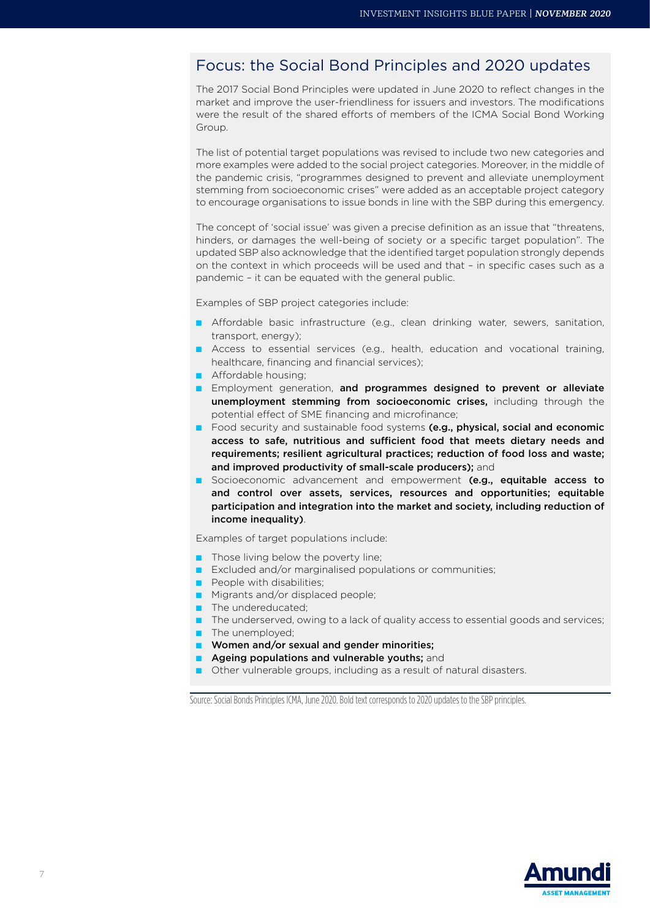## Focus: the Social Bond Principles and 2020 updates

The 2017 Social Bond Principles were updated in June 2020 to reflect changes in the market and improve the user-friendliness for issuers and investors. The modifications were the result of the shared efforts of members of the ICMA Social Bond Working Group.

The list of potential target populations was revised to include two new categories and more examples were added to the social project categories. Moreover, in the middle of the pandemic crisis, "programmes designed to prevent and alleviate unemployment stemming from socioeconomic crises" were added as an acceptable project category to encourage organisations to issue bonds in line with the SBP during this emergency.

The concept of 'social issue' was given a precise definition as an issue that "threatens, hinders, or damages the well-being of society or a specific target population". The updated SBP also acknowledge that the identified target population strongly depends on the context in which proceeds will be used and that – in specific cases such as a pandemic – it can be equated with the general public.

Examples of SBP project categories include:

- Affordable basic infrastructure (e.g., clean drinking water, sewers, sanitation, transport, energy);
- Access to essential services (e.g., health, education and vocational training, healthcare, financing and financial services);
- Affordable housing;
- Employment generation, **and programmes designed to prevent or alleviate unemployment stemming from socioeconomic crises,** including through the potential effect of SME financing and microfinance;
- Food security and sustainable food systems **(e.g., physical, social and economic access to safe, nutritious and sufficient food that meets dietary needs and requirements; resilient agricultural practices; reduction of food loss and waste; and improved productivity of small-scale producers);** and
- Socioeconomic advancement and empowerment **(e.g., equitable access to and control over assets, services, resources and opportunities; equitable participation and integration into the market and society, including reduction of income inequality)**.

Examples of target populations include:

- Those living below the poverty line;
- Excluded and/or marginalised populations or communities;
- People with disabilities;
- Migrants and/or displaced people;
- The undereducated;
- The underserved, owing to a lack of quality access to essential goods and services;
- The unemployed;
- **Women and/or sexual and gender minorities;**
- **Ageing populations and vulnerable youths;** and
- Other vulnerable groups, including as a result of natural disasters.

Source: Social Bonds Principles ICMA, June 2020. Bold text corresponds to 2020 updates to the SBP principles.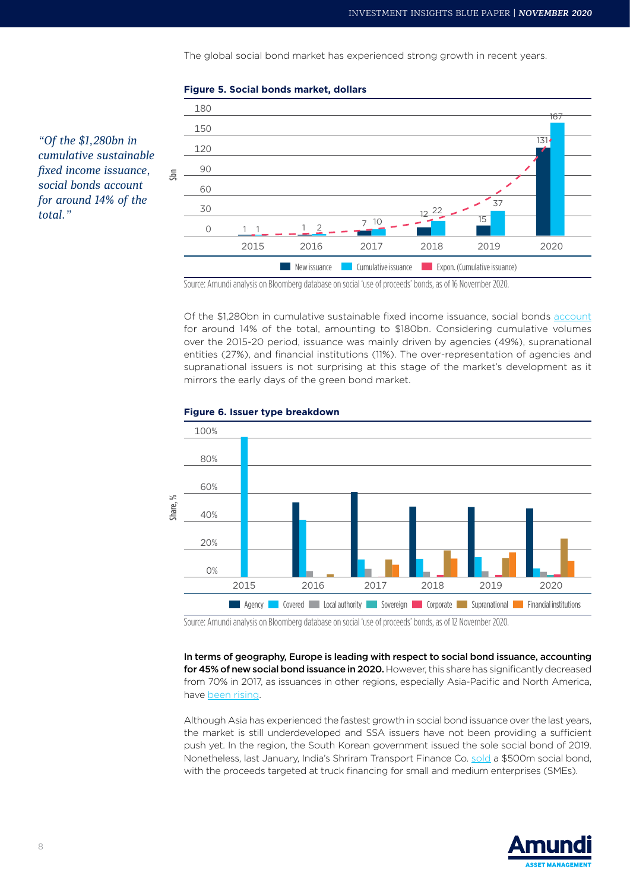The global social bond market has experienced strong growth in recent years.

**Figure 5. Social bonds market, dollars**

| Year | New issuance ($bn) | Cumulative issuance ($bn) |
|---|---|---|
| 2015 | 1 | 1 |
| 2016 | 1 | 2 |
| 2017 | 7 | 10 |
| 2018 | 12 | 22 |
| 2019 | 15 | 37 |
| 2020 | 131 | 167 |

New issuance | Cumulative issuance | Expon. (Cumulative issuance)

Source: Amundi analysis on Bloomberg database on social 'use of proceeds' bonds, as of 16 November 2020.

*"Of the $1,280bn in cumulative sustainable fixed income issuance, social bonds account for around 14% of the total."*

Of the $1,280bn in cumulative sustainable fixed income issuance, social bonds account for around 14% of the total, amounting to $180bn. Considering cumulative volumes over the 2015-20 period, issuance was mainly driven by agencies (49%), supranational entities (27%), and financial institutions (11%). The over-representation of agencies and supranational issuers is not surprising at this stage of the market's development as it mirrors the early days of the green bond market.

**Figure 6. Issuer type breakdown**

Share, % — Agency | Covered | Local authority | Sovereign | Corporate | Supranational | Financial institutions (2015–2020)

Source: Amundi analysis on Bloomberg database on social 'use of proceeds' bonds, as of 12 November 2020.

**In terms of geography, Europe is leading with respect to social bond issuance, accounting for 45% of new social bond issuance in 2020.** However, this share has significantly decreased from 70% in 2017, as issuances in other regions, especially Asia-Pacific and North America, have been rising.

Although Asia has experienced the fastest growth in social bond issuance over the last years, the market is still underdeveloped and SSA issuers have not been providing a sufficient push yet. In the region, the South Korean government issued the sole social bond of 2019. Nonetheless, last January, India's Shriram Transport Finance Co. sold a $500m social bond, with the proceeds targeted at truck financing for small and medium enterprises (SMEs).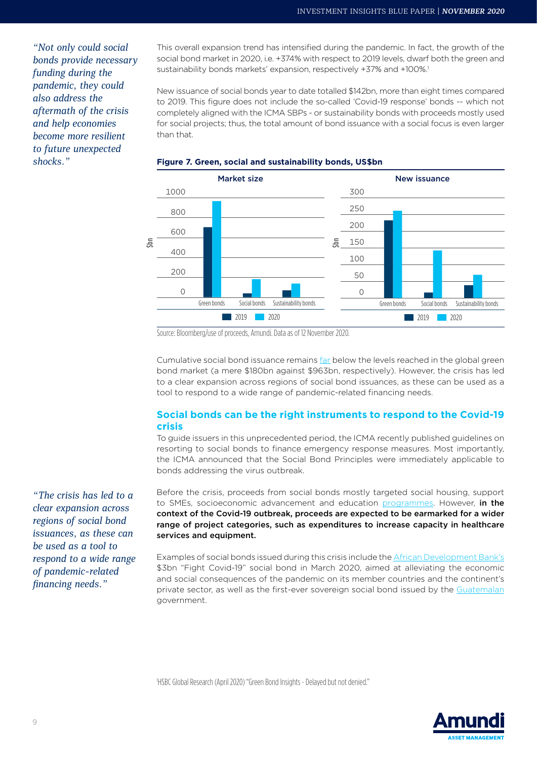*"Not only could social bonds provide necessary funding during the pandemic, they could also address the aftermath of the crisis and help economies become more resilient to future unexpected shocks."*

This overall expansion trend has intensified during the pandemic. In fact, the growth of the social bond market in 2020, i.e. +374% with respect to 2019 levels, dwarf both the green and sustainability bonds markets' expansion, respectively +37% and +100%.[1]

New issuance of social bonds year to date totalled $142bn, more than eight times compared to 2019. This figure does not include the so-called 'Covid-19 response' bonds -- which not completely aligned with the ICMA SBPs - or sustainability bonds with proceeds mostly used for social projects; thus, the total amount of bond issuance with a social focus is even larger than that.

**Figure 7. Green, social and sustainability bonds, US$bn**

Source: Bloomberg/use of proceeds, Amundi. Data as of 12 November 2020.

Cumulative social bond issuance remains far below the levels reached in the global green bond market (a mere $180bn against $963bn, respectively). However, the crisis has led to a clear expansion across regions of social bond issuances, as these can be used as a tool to respond to a wide range of pandemic-related financing needs.

## Social bonds can be the right instruments to respond to the Covid-19 crisis

To guide issuers in this unprecedented period, the ICMA recently published guidelines on resorting to social bonds to finance emergency response measures. Most importantly, the ICMA announced that the Social Bond Principles were immediately applicable to bonds addressing the virus outbreak.

*"The crisis has led to a clear expansion across regions of social bond issuances, as these can be used as a tool to respond to a wide range of pandemic-related financing needs."*

Before the crisis, proceeds from social bonds mostly targeted social housing, support to SMEs, socioeconomic advancement and education programmes. However, **in the context of the Covid-19 outbreak, proceeds are expected to be earmarked for a wider range of project categories, such as expenditures to increase capacity in healthcare services and equipment.**

Examples of social bonds issued during this crisis include the African Development Bank's $3bn "Fight Covid-19" social bond in March 2020, aimed at alleviating the economic and social consequences of the pandemic on its member countries and the continent's private sector, as well as the first-ever sovereign social bond issued by the Guatemalan government.

[1] HSBC Global Research (April 2020) "Green Bond Insights - Delayed but not denied."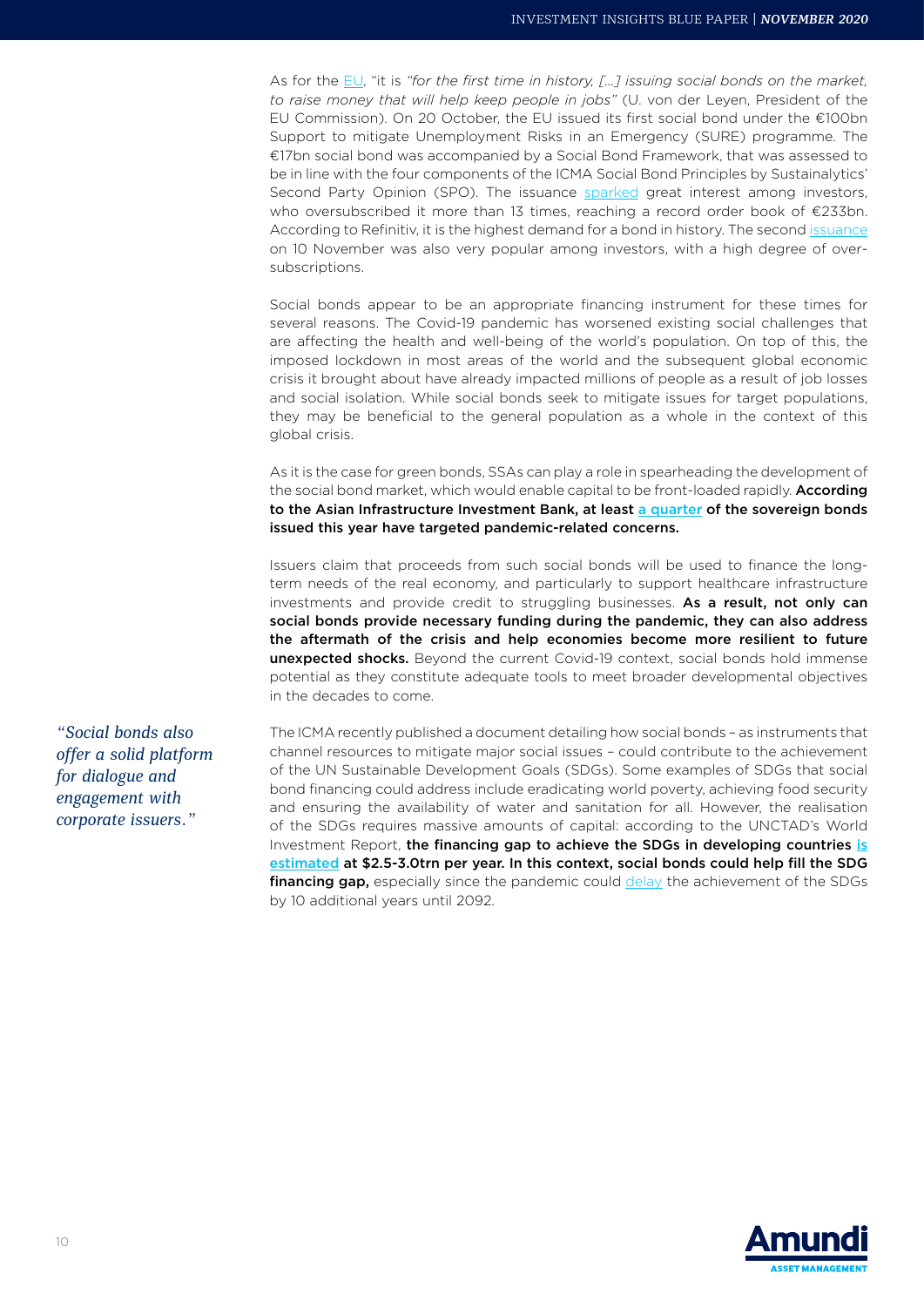As for the EU, "it is *"for the first time in history, [...] issuing social bonds on the market, to raise money that will help keep people in jobs"* (U. von der Leyen, President of the EU Commission). On 20 October, the EU issued its first social bond under the €100bn Support to mitigate Unemployment Risks in an Emergency (SURE) programme. The €17bn social bond was accompanied by a Social Bond Framework, that was assessed to be in line with the four components of the ICMA Social Bond Principles by Sustainalytics' Second Party Opinion (SPO). The issuance sparked great interest among investors, who oversubscribed it more than 13 times, reaching a record order book of €233bn. According to Refinitiv, it is the highest demand for a bond in history. The second issuance on 10 November was also very popular among investors, with a high degree of over-subscriptions.

Social bonds appear to be an appropriate financing instrument for these times for several reasons. The Covid-19 pandemic has worsened existing social challenges that are affecting the health and well-being of the world's population. On top of this, the imposed lockdown in most areas of the world and the subsequent global economic crisis it brought about have already impacted millions of people as a result of job losses and social isolation. While social bonds seek to mitigate issues for target populations, they may be beneficial to the general population as a whole in the context of this global crisis.

As it is the case for green bonds, SSAs can play a role in spearheading the development of the social bond market, which would enable capital to be front-loaded rapidly. **According to the Asian Infrastructure Investment Bank, at least a quarter of the sovereign bonds issued this year have targeted pandemic-related concerns.**

Issuers claim that proceeds from such social bonds will be used to finance the long-term needs of the real economy, and particularly to support healthcare infrastructure investments and provide credit to struggling businesses. **As a result, not only can social bonds provide necessary funding during the pandemic, they can also address the aftermath of the crisis and help economies become more resilient to future unexpected shocks.** Beyond the current Covid-19 context, social bonds hold immense potential as they constitute adequate tools to meet broader developmental objectives in the decades to come.

*"Social bonds also offer a solid platform for dialogue and engagement with corporate issuers."*

The ICMA recently published a document detailing how social bonds – as instruments that channel resources to mitigate major social issues – could contribute to the achievement of the UN Sustainable Development Goals (SDGs). Some examples of SDGs that social bond financing could address include eradicating world poverty, achieving food security and ensuring the availability of water and sanitation for all. However, the realisation of the SDGs requires massive amounts of capital: according to the UNCTAD's World Investment Report, **the financing gap to achieve the SDGs in developing countries is estimated at $2.5-3.0trn per year. In this context, social bonds could help fill the SDG financing gap,** especially since the pandemic could delay the achievement of the SDGs by 10 additional years until 2092.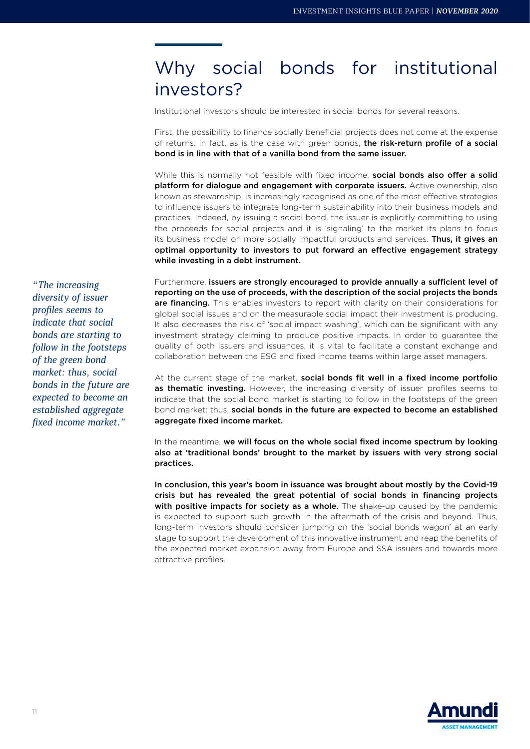# Why social bonds for institutional investors?

Institutional investors should be interested in social bonds for several reasons.

First, the possibility to finance socially beneficial projects does not come at the expense of returns: in fact, as is the case with green bonds, **the risk-return profile of a social bond is in line with that of a vanilla bond from the same issuer.**

While this is normally not feasible with fixed income, **social bonds also offer a solid platform for dialogue and engagement with corporate issuers.** Active ownership, also known as stewardship, is increasingly recognised as one of the most effective strategies to influence issuers to integrate long-term sustainability into their business models and practices. Indeeed, by issuing a social bond, the issuer is explicitly committing to using the proceeds for social projects and it is 'signaling' to the market its plans to focus its business model on more socially impactful products and services. **Thus, it gives an optimal opportunity to investors to put forward an effective engagement strategy while investing in a debt instrument.**

*"The increasing diversity of issuer profiles seems to indicate that social bonds are starting to follow in the footsteps of the green bond market: thus, social bonds in the future are expected to become an established aggregate fixed income market."*

Furthermore, **issuers are strongly encouraged to provide annually a sufficient level of reporting on the use of proceeds, with the description of the social projects the bonds are financing.** This enables investors to report with clarity on their considerations for global social issues and on the measurable social impact their investment is producing. It also decreases the risk of 'social impact washing', which can be significant with any investment strategy claiming to produce positive impacts. In order to guarantee the quality of both issuers and issuances, it is vital to facilitate a constant exchange and collaboration between the ESG and fixed income teams within large asset managers.

At the current stage of the market, **social bonds fit well in a fixed income portfolio as thematic investing.** However, the increasing diversity of issuer profiles seems to indicate that the social bond market is starting to follow in the footsteps of the green bond market: thus, **social bonds in the future are expected to become an established aggregate fixed income market.**

In the meantime, **we will focus on the whole social fixed income spectrum by looking also at 'traditional bonds' brought to the market by issuers with very strong social practices.**

**In conclusion, this year's boom in issuance was brought about mostly by the Covid-19 crisis but has revealed the great potential of social bonds in financing projects with positive impacts for society as a whole.** The shake-up caused by the pandemic is expected to support such growth in the aftermath of the crisis and beyond. Thus, long-term investors should consider jumping on the 'social bonds wagon' at an early stage to support the development of this innovative instrument and reap the benefits of the expected market expansion away from Europe and SSA issuers and towards more attractive profiles.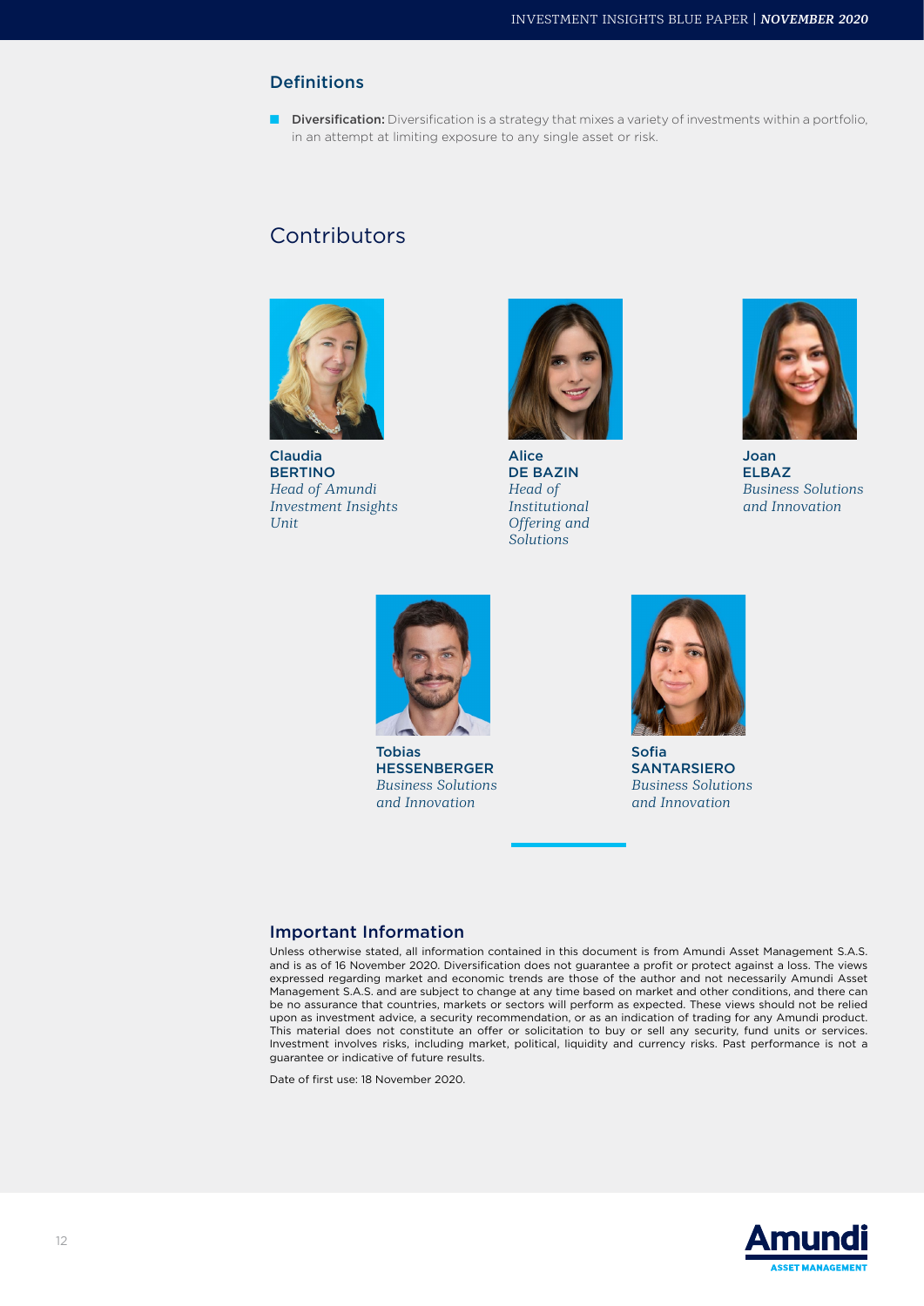## Definitions

- **Diversification:** Diversification is a strategy that mixes a variety of investments within a portfolio, in an attempt at limiting exposure to any single asset or risk.

## Contributors

**Claudia BERTINO**
*Head of Amundi Investment Insights Unit*

**Alice DE BAZIN**
*Head of Institutional Offering and Solutions*

**Joan ELBAZ**
*Business Solutions and Innovation*

**Tobias HESSENBERGER**
*Business Solutions and Innovation*

**Sofia SANTARSIERO**
*Business Solutions and Innovation*

### Important Information

Unless otherwise stated, all information contained in this document is from Amundi Asset Management S.A.S. and is as of 16 November 2020. Diversification does not guarantee a profit or protect against a loss. The views expressed regarding market and economic trends are those of the author and not necessarily Amundi Asset Management S.A.S. and are subject to change at any time based on market and other conditions, and there can be no assurance that countries, markets or sectors will perform as expected. These views should not be relied upon as investment advice, a security recommendation, or as an indication of trading for any Amundi product. This material does not constitute an offer or solicitation to buy or sell any security, fund units or services. Investment involves risks, including market, political, liquidity and currency risks. Past performance is not a guarantee or indicative of future results.

Date of first use: 18 November 2020.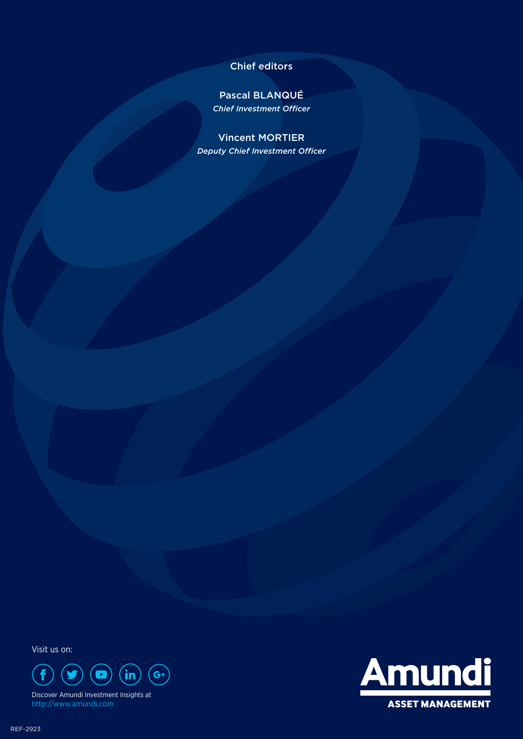Chief editors

Pascal BLANQUÉ
*Chief Investment Officer*

Vincent MORTIER
*Deputy Chief Investment Officer*

Visit us on:

Discover Amundi Investment Insights at
http://www.amundi.com

Amundi
ASSET MANAGEMENT

REF-2923